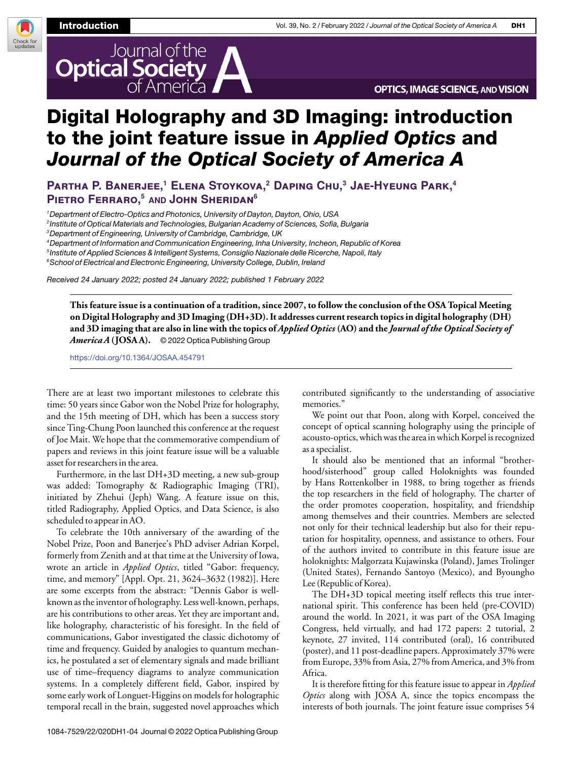# Digital Holography and 3D Imaging: introduction to the joint feature issue in *Applied Optics* and *Journal of the Optical Society of America A*

**Partha P. Banerjee,[1] Elena Stoykova,[2] Daping Chu,[3] Jae-Hyeung Park,[4] Pietro Ferraro,[5] and John Sheridan[6]**

[1]*Department of Electro-Optics and Photonics, University of Dayton, Dayton, Ohio, USA*
[2]*Institute of Optical Materials and Technologies, Bulgarian Academy of Sciences, Sofia, Bulgaria*
[3]*Department of Engineering, University of Cambridge, Cambridge, UK*
[4]*Department of Information and Communication Engineering, Inha University, Incheon, Republic of Korea*
[5]*Institute of Applied Sciences & Intelligent Systems, Consiglio Nazionale delle Ricerche, Napoli, Italy*
[6]*School of Electrical and Electronic Engineering, University College, Dublin, Ireland*

*Received 24 January 2022; posted 24 January 2022; published 1 February 2022*

**This feature issue is a continuation of a tradition, since 2007, to follow the conclusion of the OSA Topical Meeting on Digital Holography and 3D Imaging (DH+3D). It addresses current research topics in digital holography (DH) and 3D imaging that are also in line with the topics of *Applied Optics* (AO) and the *Journal of the Optical Society of America A* (JOSA A).** © 2022 Optica Publishing Group

https://doi.org/10.1364/JOSAA.454791

There are at least two important milestones to celebrate this time: 50 years since Gabor won the Nobel Prize for holography, and the 15th meeting of DH, which has been a success story since Ting-Chung Poon launched this conference at the request of Joe Mait. We hope that the commemorative compendium of papers and reviews in this joint feature issue will be a valuable asset for researchers in the area.

Furthermore, in the last DH+3D meeting, a new sub-group was added: Tomography & Radiographic Imaging (TRI), initiated by Zhehui (Jeph) Wang. A feature issue on this, titled Radiography, Applied Optics, and Data Science, is also scheduled to appear in AO.

To celebrate the 10th anniversary of the awarding of the Nobel Prize, Poon and Banerjee's PhD adviser Adrian Korpel, formerly from Zenith and at that time at the University of Iowa, wrote an article in *Applied Optics*, titled "Gabor: frequency, time, and memory" [Appl. Opt. 21, 3624–3632 (1982)]. Here are some excerpts from the abstract: "Dennis Gabor is well-known as the inventor of holography. Less well-known, perhaps, are his contributions to other areas. Yet they are important and, like holography, characteristic of his foresight. In the field of communications, Gabor investigated the classic dichotomy of time and frequency. Guided by analogies to quantum mechanics, he postulated a set of elementary signals and made brilliant use of time–frequency diagrams to analyze communication systems. In a completely different field, Gabor, inspired by some early work of Longuet-Higgins on models for holographic temporal recall in the brain, suggested novel approaches which contributed significantly to the understanding of associative memories."

We point out that Poon, along with Korpel, conceived the concept of optical scanning holography using the principle of acousto-optics, which was the area in which Korpel is recognized as a specialist.

It should also be mentioned that an informal "brotherhood/sisterhood" group called Holoknights was founded by Hans Rottenkolber in 1988, to bring together as friends the top researchers in the field of holography. The charter of the order promotes cooperation, hospitality, and friendship among themselves and their countries. Members are selected not only for their technical leadership but also for their reputation for hospitality, openness, and assistance to others. Four of the authors invited to contribute in this feature issue are holoknights: Malgorzata Kujawinska (Poland), James Trolinger (United States), Fernando Santoyo (Mexico), and Byoungho Lee (Republic of Korea).

The DH+3D topical meeting itself reflects this true international spirit. This conference has been held (pre-COVID) around the world. In 2021, it was part of the OSA Imaging Congress, held virtually, and had 172 papers: 2 tutorial, 2 keynote, 27 invited, 114 contributed (oral), 16 contributed (poster), and 11 post-deadline papers. Approximately 37% were from Europe, 33% from Asia, 27% from America, and 3% from Africa.

It is therefore fitting for this feature issue to appear in *Applied Optics* along with JOSA A, since the topics encompass the interests of both journals. The joint feature issue comprises 54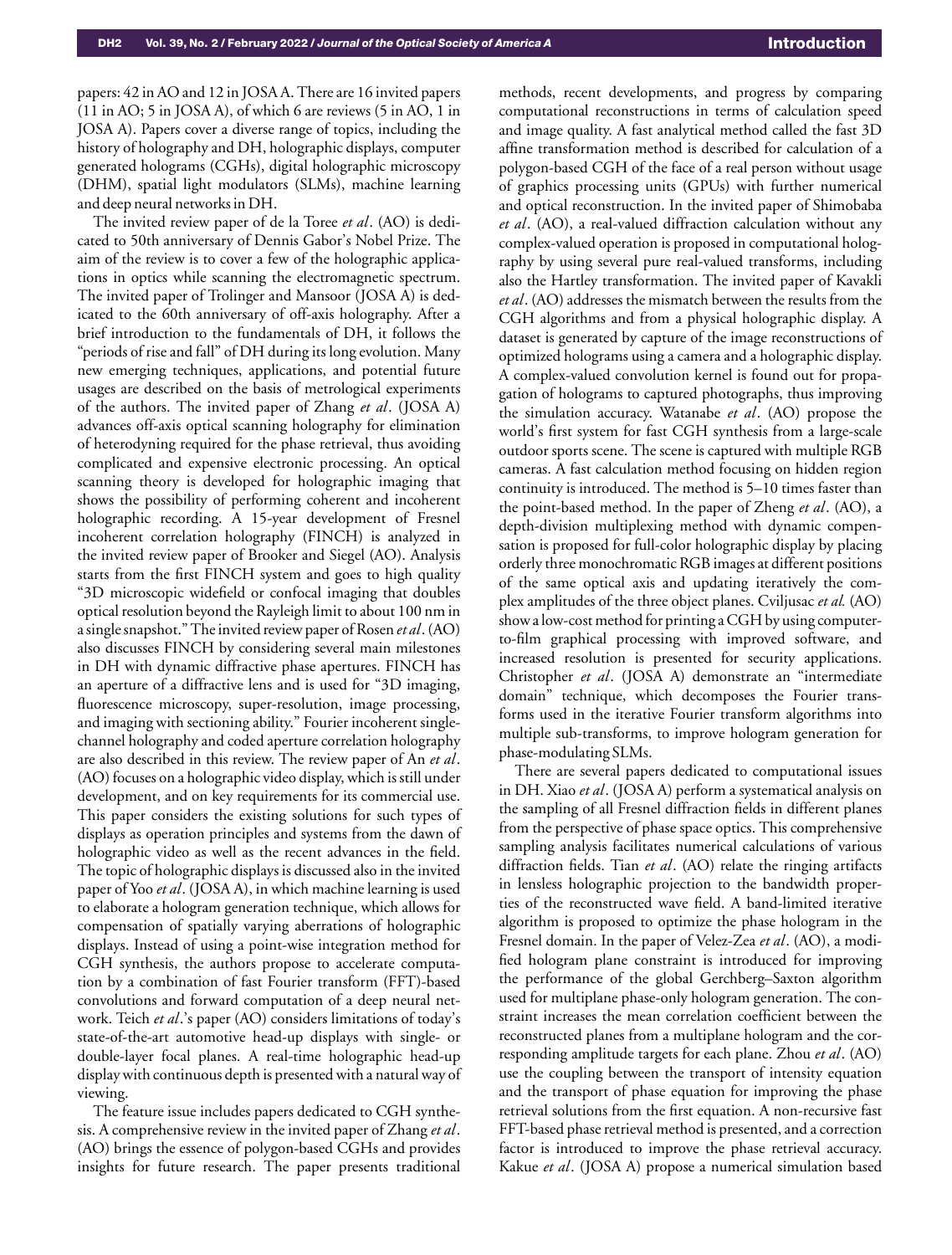papers: 42 in AO and 12 in JOSA A. There are 16 invited papers (11 in AO; 5 in JOSA A), of which 6 are reviews (5 in AO, 1 in JOSA A). Papers cover a diverse range of topics, including the history of holography and DH, holographic displays, computer generated holograms (CGHs), digital holographic microscopy (DHM), spatial light modulators (SLMs), machine learning and deep neural networks in DH.

The invited review paper of de la Toree *et al*. (AO) is dedicated to 50th anniversary of Dennis Gabor's Nobel Prize. The aim of the review is to cover a few of the holographic applications in optics while scanning the electromagnetic spectrum. The invited paper of Trolinger and Mansoor (JOSA A) is dedicated to the 60th anniversary of off-axis holography. After a brief introduction to the fundamentals of DH, it follows the "periods of rise and fall" of DH during its long evolution. Many new emerging techniques, applications, and potential future usages are described on the basis of metrological experiments of the authors. The invited paper of Zhang *et al*. (JOSA A) advances off-axis optical scanning holography for elimination of heterodyning required for the phase retrieval, thus avoiding complicated and expensive electronic processing. An optical scanning theory is developed for holographic imaging that shows the possibility of performing coherent and incoherent holographic recording. A 15-year development of Fresnel incoherent correlation holography (FINCH) is analyzed in the invited review paper of Brooker and Siegel (AO). Analysis starts from the first FINCH system and goes to high quality "3D microscopic widefield or confocal imaging that doubles optical resolution beyond the Rayleigh limit to about 100 nm in a single snapshot." The invited review paper of Rosen *et al*. (AO) also discusses FINCH by considering several main milestones in DH with dynamic diffractive phase apertures. FINCH has an aperture of a diffractive lens and is used for "3D imaging, fluorescence microscopy, super-resolution, image processing, and imaging with sectioning ability." Fourier incoherent single-channel holography and coded aperture correlation holography are also described in this review. The review paper of An *et al*. (AO) focuses on a holographic video display, which is still under development, and on key requirements for its commercial use. This paper considers the existing solutions for such types of displays as operation principles and systems from the dawn of holographic video as well as the recent advances in the field. The topic of holographic displays is discussed also in the invited paper of Yoo *et al*. (JOSA A), in which machine learning is used to elaborate a hologram generation technique, which allows for compensation of spatially varying aberrations of holographic displays. Instead of using a point-wise integration method for CGH synthesis, the authors propose to accelerate computation by a combination of fast Fourier transform (FFT)-based convolutions and forward computation of a deep neural network. Teich *et al*.'s paper (AO) considers limitations of today's state-of-the-art automotive head-up displays with single- or double-layer focal planes. A real-time holographic head-up display with continuous depth is presented with a natural way of viewing.

The feature issue includes papers dedicated to CGH synthesis. A comprehensive review in the invited paper of Zhang *et al*. (AO) brings the essence of polygon-based CGHs and provides insights for future research. The paper presents traditional methods, recent developments, and progress by comparing computational reconstructions in terms of calculation speed and image quality. A fast analytical method called the fast 3D affine transformation method is described for calculation of a polygon-based CGH of the face of a real person without usage of graphics processing units (GPUs) with further numerical and optical reconstruction. In the invited paper of Shimobaba *et al*. (AO), a real-valued diffraction calculation without any complex-valued operation is proposed in computational holography by using several pure real-valued transforms, including also the Hartley transformation. The invited paper of Kavakli *et al*. (AO) addresses the mismatch between the results from the CGH algorithms and from a physical holographic display. A dataset is generated by capture of the image reconstructions of optimized holograms using a camera and a holographic display. A complex-valued convolution kernel is found out for propagation of holograms to captured photographs, thus improving the simulation accuracy. Watanabe *et al*. (AO) propose the world's first system for fast CGH synthesis from a large-scale outdoor sports scene. The scene is captured with multiple RGB cameras. A fast calculation method focusing on hidden region continuity is introduced. The method is 5–10 times faster than the point-based method. In the paper of Zheng *et al*. (AO), a depth-division multiplexing method with dynamic compensation is proposed for full-color holographic display by placing orderly three monochromatic RGB images at different positions of the same optical axis and updating iteratively the complex amplitudes of the three object planes. Cviljusac *et al.* (AO) show a low-cost method for printing a CGH by using computer-to-film graphical processing with improved software, and increased resolution is presented for security applications. Christopher *et al*. (JOSA A) demonstrate an "intermediate domain" technique, which decomposes the Fourier transforms used in the iterative Fourier transform algorithms into multiple sub-transforms, to improve hologram generation for phase-modulating SLMs.

There are several papers dedicated to computational issues in DH. Xiao *et al*. (JOSA A) perform a systematical analysis on the sampling of all Fresnel diffraction fields in different planes from the perspective of phase space optics. This comprehensive sampling analysis facilitates numerical calculations of various diffraction fields. Tian *et al*. (AO) relate the ringing artifacts in lensless holographic projection to the bandwidth properties of the reconstructed wave field. A band-limited iterative algorithm is proposed to optimize the phase hologram in the Fresnel domain. In the paper of Velez-Zea *et al*. (AO), a modified hologram plane constraint is introduced for improving the performance of the global Gerchberg–Saxton algorithm used for multiplane phase-only hologram generation. The constraint increases the mean correlation coefficient between the reconstructed planes from a multiplane hologram and the corresponding amplitude targets for each plane. Zhou *et al*. (AO) use the coupling between the transport of intensity equation and the transport of phase equation for improving the phase retrieval solutions from the first equation. A non-recursive fast FFT-based phase retrieval method is presented, and a correction factor is introduced to improve the phase retrieval accuracy. Kakue *et al*. (JOSA A) propose a numerical simulation based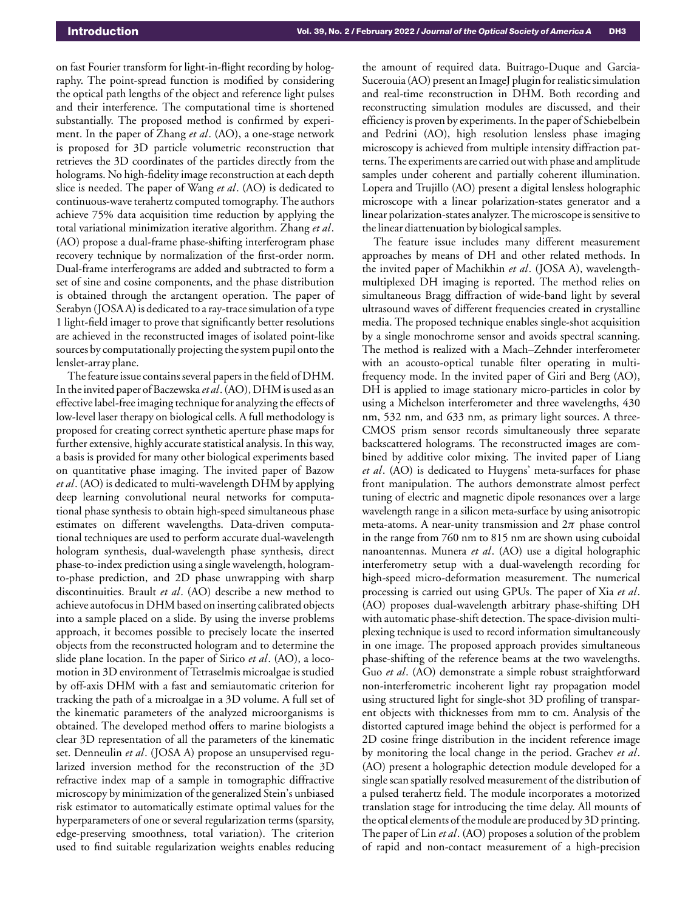on fast Fourier transform for light-in-flight recording by holography. The point-spread function is modified by considering the optical path lengths of the object and reference light pulses and their interference. The computational time is shortened substantially. The proposed method is confirmed by experiment. In the paper of Zhang *et al*. (AO), a one-stage network is proposed for 3D particle volumetric reconstruction that retrieves the 3D coordinates of the particles directly from the holograms. No high-fidelity image reconstruction at each depth slice is needed. The paper of Wang *et al*. (AO) is dedicated to continuous-wave terahertz computed tomography. The authors achieve 75% data acquisition time reduction by applying the total variational minimization iterative algorithm. Zhang *et al*. (AO) propose a dual-frame phase-shifting interferogram phase recovery technique by normalization of the first-order norm. Dual-frame interferograms are added and subtracted to form a set of sine and cosine components, and the phase distribution is obtained through the arctangent operation. The paper of Serabyn (JOSA A) is dedicated to a ray-trace simulation of a type 1 light-field imager to prove that significantly better resolutions are achieved in the reconstructed images of isolated point-like sources by computationally projecting the system pupil onto the lenslet-array plane.

The feature issue contains several papers in the field of DHM. In the invited paper of Baczewska *et al*. (AO), DHM is used as an effective label-free imaging technique for analyzing the effects of low-level laser therapy on biological cells. A full methodology is proposed for creating correct synthetic aperture phase maps for further extensive, highly accurate statistical analysis. In this way, a basis is provided for many other biological experiments based on quantitative phase imaging. The invited paper of Bazow *et al*. (AO) is dedicated to multi-wavelength DHM by applying deep learning convolutional neural networks for computational phase synthesis to obtain high-speed simultaneous phase estimates on different wavelengths. Data-driven computational techniques are used to perform accurate dual-wavelength hologram synthesis, dual-wavelength phase synthesis, direct phase-to-index prediction using a single wavelength, hologram-to-phase prediction, and 2D phase unwrapping with sharp discontinuities. Brault *et al*. (AO) describe a new method to achieve autofocus in DHM based on inserting calibrated objects into a sample placed on a slide. By using the inverse problems approach, it becomes possible to precisely locate the inserted objects from the reconstructed hologram and to determine the slide plane location. In the paper of Sirico *et al*. (AO), a locomotion in 3D environment of Tetraselmis microalgae is studied by off-axis DHM with a fast and semiautomatic criterion for tracking the path of a microalgae in a 3D volume. A full set of the kinematic parameters of the analyzed microorganisms is obtained. The developed method offers to marine biologists a clear 3D representation of all the parameters of the kinematic set. Denneulin *et al*. (JOSA A) propose an unsupervised regularized inversion method for the reconstruction of the 3D refractive index map of a sample in tomographic diffractive microscopy by minimization of the generalized Stein's unbiased risk estimator to automatically estimate optimal values for the hyperparameters of one or several regularization terms (sparsity, edge-preserving smoothness, total variation). The criterion used to find suitable regularization weights enables reducing the amount of required data. Buitrago-Duque and Garcia-Sucerouia (AO) present an ImageJ plugin for realistic simulation and real-time reconstruction in DHM. Both recording and reconstructing simulation modules are discussed, and their efficiency is proven by experiments. In the paper of Schiebelbein and Pedrini (AO), high resolution lensless phase imaging microscopy is achieved from multiple intensity diffraction patterns. The experiments are carried out with phase and amplitude samples under coherent and partially coherent illumination. Lopera and Trujillo (AO) present a digital lensless holographic microscope with a linear polarization-states generator and a linear polarization-states analyzer. The microscope is sensitive to the linear diattenuation by biological samples.

The feature issue includes many different measurement approaches by means of DH and other related methods. In the invited paper of Machikhin *et al*. (JOSA A), wavelength-multiplexed DH imaging is reported. The method relies on simultaneous Bragg diffraction of wide-band light by several ultrasound waves of different frequencies created in crystalline media. The proposed technique enables single-shot acquisition by a single monochrome sensor and avoids spectral scanning. The method is realized with a Mach–Zehnder interferometer with an acousto-optical tunable filter operating in multi-frequency mode. In the invited paper of Giri and Berg (AO), DH is applied to image stationary micro-particles in color by using a Michelson interferometer and three wavelengths, 430 nm, 532 nm, and 633 nm, as primary light sources. A three-CMOS prism sensor records simultaneously three separate backscattered holograms. The reconstructed images are combined by additive color mixing. The invited paper of Liang *et al*. (AO) is dedicated to Huygens' meta-surfaces for phase front manipulation. The authors demonstrate almost perfect tuning of electric and magnetic dipole resonances over a large wavelength range in a silicon meta-surface by using anisotropic meta-atoms. A near-unity transmission and $2\pi$ phase control in the range from 760 nm to 815 nm are shown using cuboidal nanoantennas. Munera *et al*. (AO) use a digital holographic interferometry setup with a dual-wavelength recording for high-speed micro-deformation measurement. The numerical processing is carried out using GPUs. The paper of Xia *et al*. (AO) proposes dual-wavelength arbitrary phase-shifting DH with automatic phase-shift detection. The space-division multiplexing technique is used to record information simultaneously in one image. The proposed approach provides simultaneous phase-shifting of the reference beams at the two wavelengths. Guo *et al*. (AO) demonstrate a simple robust straightforward non-interferometric incoherent light ray propagation model using structured light for single-shot 3D profiling of transparent objects with thicknesses from mm to cm. Analysis of the distorted captured image behind the object is performed for a 2D cosine fringe distribution in the incident reference image by monitoring the local change in the period. Grachev *et al*. (AO) present a holographic detection module developed for a single scan spatially resolved measurement of the distribution of a pulsed terahertz field. The module incorporates a motorized translation stage for introducing the time delay. All mounts of the optical elements of the module are produced by 3D printing. The paper of Lin *et al*. (AO) proposes a solution of the problem of rapid and non-contact measurement of a high-precision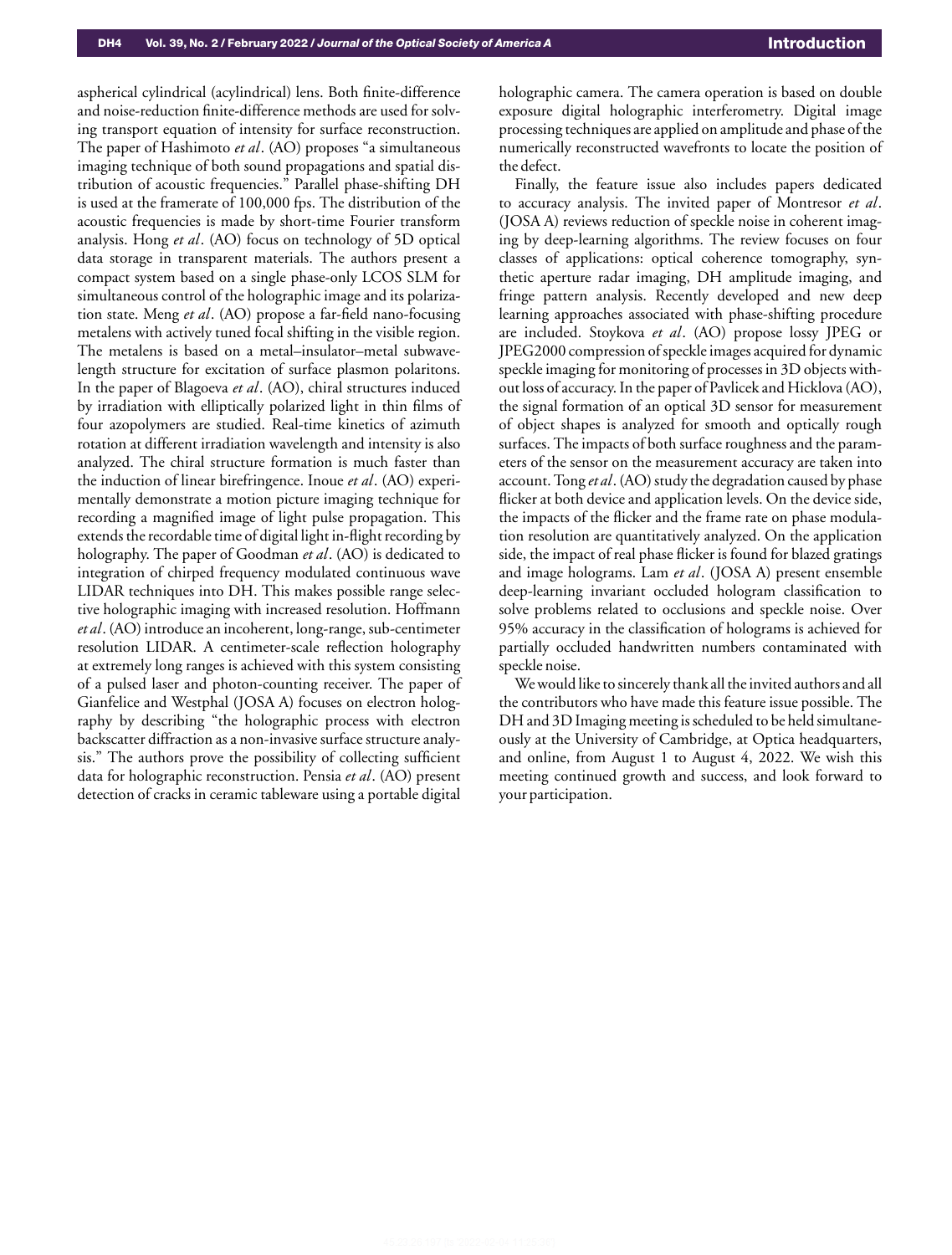aspherical cylindrical (acylindrical) lens. Both finite-difference and noise-reduction finite-difference methods are used for solving transport equation of intensity for surface reconstruction. The paper of Hashimoto *et al*. (AO) proposes "a simultaneous imaging technique of both sound propagations and spatial distribution of acoustic frequencies." Parallel phase-shifting DH is used at the framerate of 100,000 fps. The distribution of the acoustic frequencies is made by short-time Fourier transform analysis. Hong *et al*. (AO) focus on technology of 5D optical data storage in transparent materials. The authors present a compact system based on a single phase-only LCOS SLM for simultaneous control of the holographic image and its polarization state. Meng *et al*. (AO) propose a far-field nano-focusing metalens with actively tuned focal shifting in the visible region. The metalens is based on a metal–insulator–metal subwavelength structure for excitation of surface plasmon polaritons. In the paper of Blagoeva *et al*. (AO), chiral structures induced by irradiation with elliptically polarized light in thin films of four azopolymers are studied. Real-time kinetics of azimuth rotation at different irradiation wavelength and intensity is also analyzed. The chiral structure formation is much faster than the induction of linear birefringence. Inoue *et al*. (AO) experimentally demonstrate a motion picture imaging technique for recording a magnified image of light pulse propagation. This extends the recordable time of digital light in-flight recording by holography. The paper of Goodman *et al*. (AO) is dedicated to integration of chirped frequency modulated continuous wave LIDAR techniques into DH. This makes possible range selective holographic imaging with increased resolution. Hoffmann *et al*. (AO) introduce an incoherent, long-range, sub-centimeter resolution LIDAR. A centimeter-scale reflection holography at extremely long ranges is achieved with this system consisting of a pulsed laser and photon-counting receiver. The paper of Gianfelice and Westphal (JOSA A) focuses on electron holography by describing "the holographic process with electron backscatter diffraction as a non-invasive surface structure analysis." The authors prove the possibility of collecting sufficient data for holographic reconstruction. Pensia *et al*. (AO) present detection of cracks in ceramic tableware using a portable digital holographic camera. The camera operation is based on double exposure digital holographic interferometry. Digital image processing techniques are applied on amplitude and phase of the numerically reconstructed wavefronts to locate the position of the defect.

Finally, the feature issue also includes papers dedicated to accuracy analysis. The invited paper of Montresor *et al*. (JOSA A) reviews reduction of speckle noise in coherent imaging by deep-learning algorithms. The review focuses on four classes of applications: optical coherence tomography, synthetic aperture radar imaging, DH amplitude imaging, and fringe pattern analysis. Recently developed and new deep learning approaches associated with phase-shifting procedure are included. Stoykova *et al*. (AO) propose lossy JPEG or JPEG2000 compression of speckle images acquired for dynamic speckle imaging for monitoring of processes in 3D objects without loss of accuracy. In the paper of Pavlicek and Hicklova (AO), the signal formation of an optical 3D sensor for measurement of object shapes is analyzed for smooth and optically rough surfaces. The impacts of both surface roughness and the parameters of the sensor on the measurement accuracy are taken into account. Tong *et al*. (AO) study the degradation caused by phase flicker at both device and application levels. On the device side, the impacts of the flicker and the frame rate on phase modulation resolution are quantitatively analyzed. On the application side, the impact of real phase flicker is found for blazed gratings and image holograms. Lam *et al*. (JOSA A) present ensemble deep-learning invariant occluded hologram classification to solve problems related to occlusions and speckle noise. Over 95% accuracy in the classification of holograms is achieved for partially occluded handwritten numbers contaminated with speckle noise.

We would like to sincerely thank all the invited authors and all the contributors who have made this feature issue possible. The DH and 3D Imaging meeting is scheduled to be held simultaneously at the University of Cambridge, at Optica headquarters, and online, from August 1 to August 4, 2022. We wish this meeting continued growth and success, and look forward to your participation.